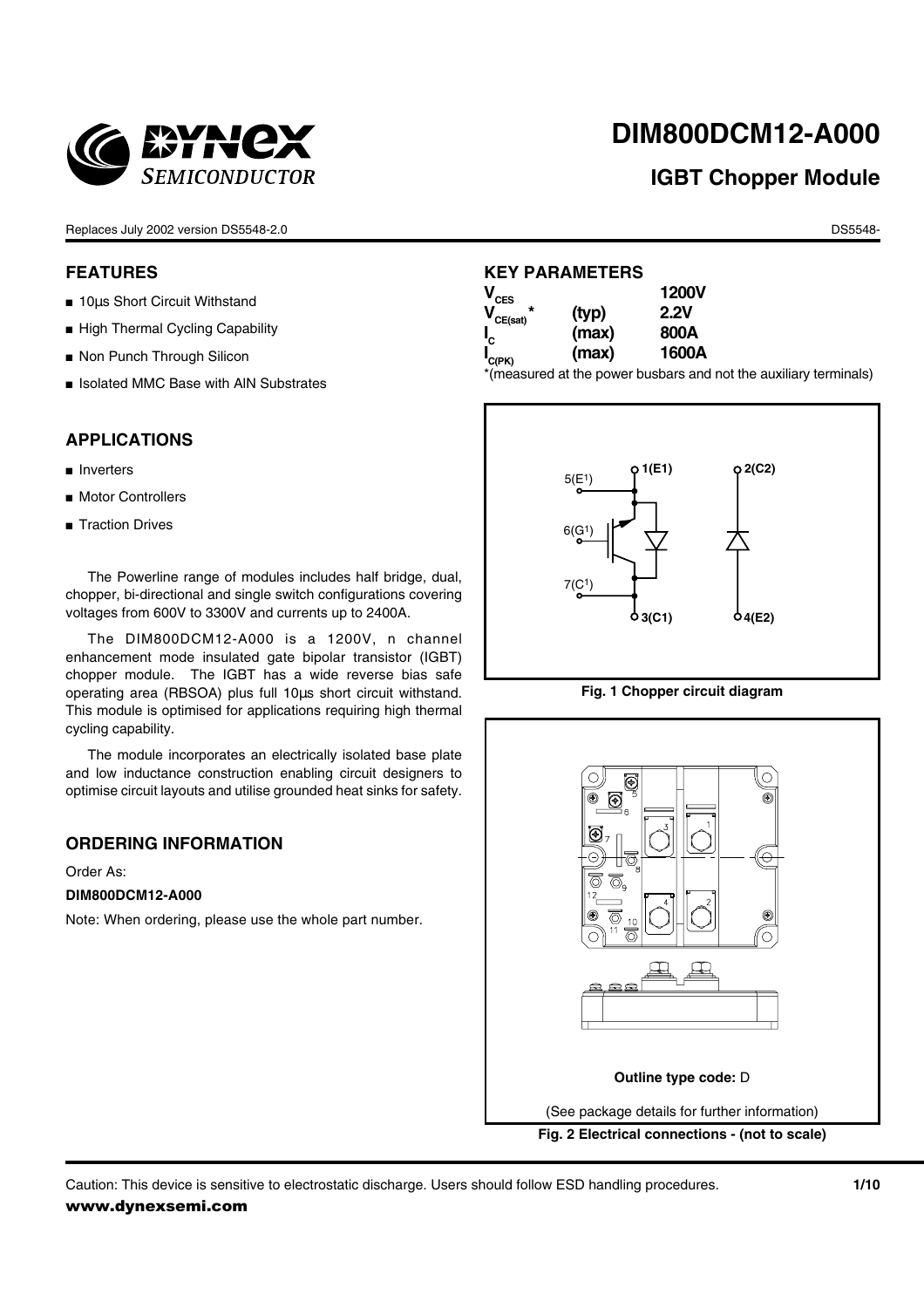# DIM800DCM12-A000

## IGBT Chopper Module

Replaces July 2002 version DS5548-2.0

DS5548-

## FEATURES

- 10µs Short Circuit Withstand
- High Thermal Cycling Capability
- Non Punch Through Silicon
- Isolated MMC Base with AlN Substrates

## APPLICATIONS

- Inverters
- Motor Controllers
- Traction Drives

The Powerline range of modules includes half bridge, dual, chopper, bi-directional and single switch configurations covering voltages from 600V to 3300V and currents up to 2400A.

The DIM800DCM12-A000 is a 1200V, n channel enhancement mode insulated gate bipolar transistor (IGBT) chopper module. The IGBT has a wide reverse bias safe operating area (RBSOA) plus full 10µs short circuit withstand. This module is optimised for applications requiring high thermal cycling capability.

The module incorporates an electrically isolated base plate and low inductance construction enabling circuit designers to optimise circuit layouts and utilise grounded heat sinks for safety.

## ORDERING INFORMATION

Order As:

**DIM800DCM12-A000**

Note: When ordering, please use the whole part number.

## KEY PARAMETERS

| | | |
|---|---|---|
| $V_{CES}$ | | **1200V** |
| $V_{CE(sat)}$ * | **(typ)** | **2.2V** |
| $I_C$ | **(max)** | **800A** |
| $I_{C(PK)}$ | **(max)** | **1600A** |

*(measured at the power busbars and not the auxiliary terminals)

**Fig. 1 Chopper circuit diagram**

**Outline type code:** D

(See package details for further information)

**Fig. 2 Electrical connections - (not to scale)**

Caution: This device is sensitive to electrostatic discharge. Users should follow ESD handling procedures.

**www.dynexsemi.com**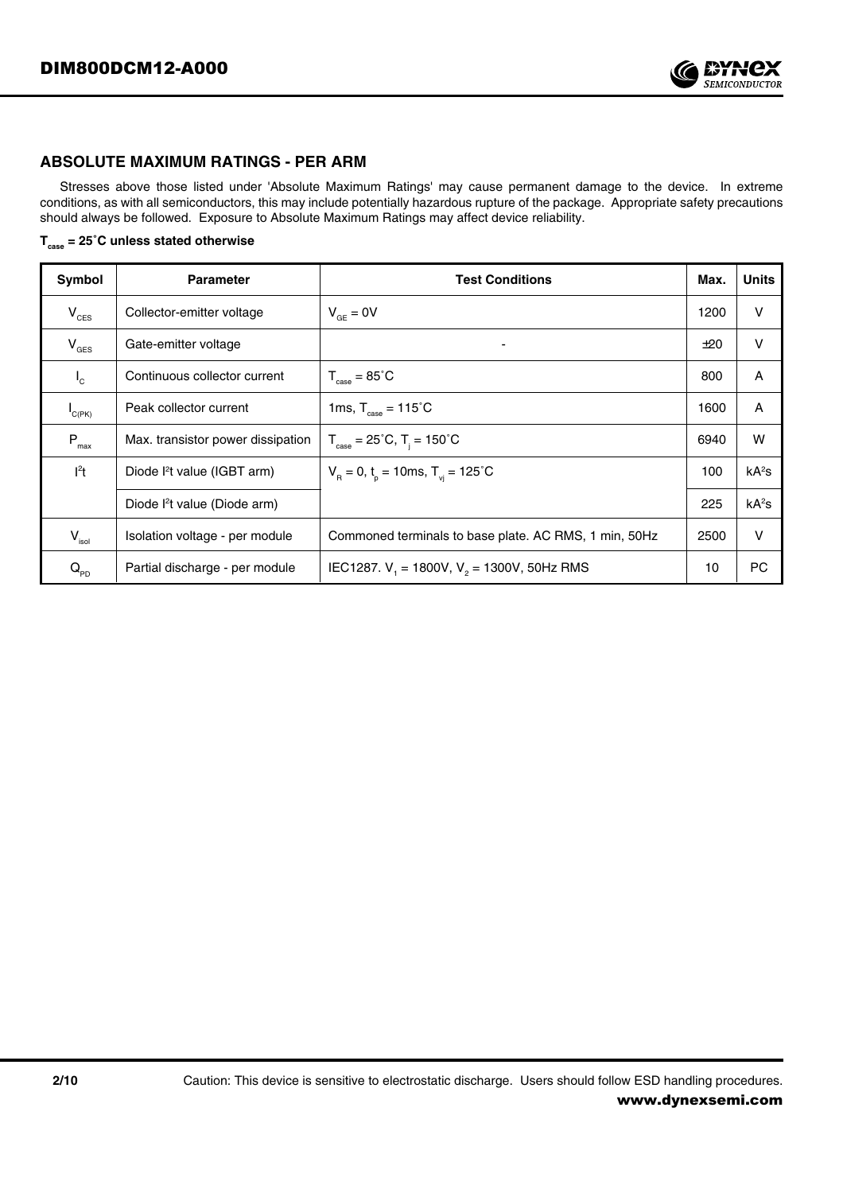## ABSOLUTE MAXIMUM RATINGS - PER ARM

Stresses above those listed under 'Absolute Maximum Ratings' may cause permanent damage to the device. In extreme conditions, as with all semiconductors, this may include potentially hazardous rupture of the package. Appropriate safety precautions should always be followed. Exposure to Absolute Maximum Ratings may affect device reliability.

**$T_{case}$ = 25˚C unless stated otherwise**

| Symbol | Parameter | Test Conditions | Max. | Units |
|---|---|---|---|---|
| $V_{CES}$ | Collector-emitter voltage | $V_{GE}$ = 0V | 1200 | V |
| $V_{GES}$ | Gate-emitter voltage | - | ±20 | V |
| $I_C$ | Continuous collector current | $T_{case}$ = 85˚C | 800 | A |
| $I_{C(PK)}$ | Peak collector current | 1ms, $T_{case}$ = 115˚C | 1600 | A |
| $P_{max}$ | Max. transistor power dissipation | $T_{case}$ = 25˚C, $T_j$ = 150˚C | 6940 | W |
| $I^2t$ | Diode $I^2t$ value (IGBT arm) | $V_R$ = 0, $t_p$ = 10ms, $T_{vj}$ = 125˚C | 100 | $kA^2s$ |
| | Diode $I^2t$ value (Diode arm) | | 225 | $kA^2s$ |
| $V_{isol}$ | Isolation voltage - per module | Commoned terminals to base plate. AC RMS, 1 min, 50Hz | 2500 | V |
| $Q_{PD}$ | Partial discharge - per module | IEC1287. $V_1$ = 1800V, $V_2$ = 1300V, 50Hz RMS | 10 | PC |

Caution: This device is sensitive to electrostatic discharge. Users should follow ESD handling procedures.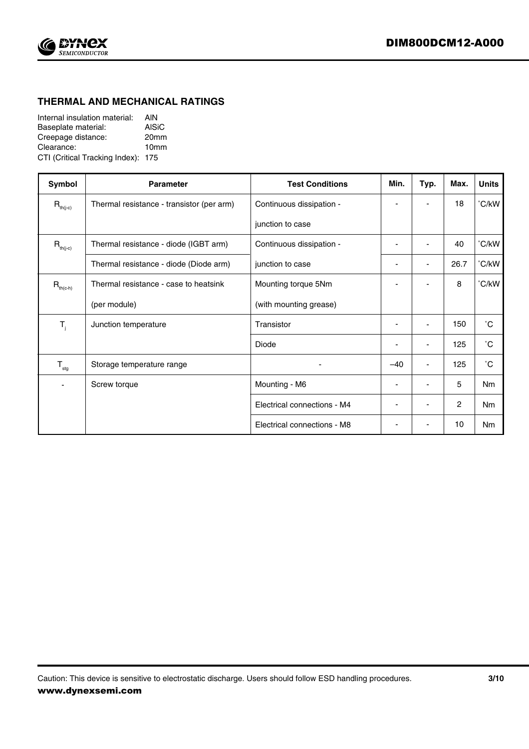## THERMAL AND MECHANICAL RATINGS

Internal insulation material: AlN
Baseplate material: AlSiC
Creepage distance: 20mm
Clearance: 10mm
CTI (Critical Tracking Index): 175

| Symbol | Parameter | Test Conditions | Min. | Typ. | Max. | Units |
|---|---|---|---|---|---|---|
| $R_{th(j-c)}$ | Thermal resistance - transistor (per arm) | Continuous dissipation - junction to case | - | - | 18 | ˚C/kW |
| $R_{th(j-c)}$ | Thermal resistance - diode (IGBT arm) | Continuous dissipation - junction to case | - | - | 40 | ˚C/kW |
| | Thermal resistance - diode (Diode arm) | | - | - | 26.7 | ˚C/kW |
| $R_{th(c-h)}$ | Thermal resistance - case to heatsink (per module) | Mounting torque 5Nm (with mounting grease) | - | - | 8 | ˚C/kW |
| $T_j$ | Junction temperature | Transistor | - | - | 150 | ˚C |
| | | Diode | - | - | 125 | ˚C |
| $T_{stg}$ | Storage temperature range | - | –40 | - | 125 | ˚C |
| - | Screw torque | Mounting - M6 | - | - | 5 | Nm |
| | | Electrical connections - M4 | - | - | 2 | Nm |
| | | Electrical connections - M8 | - | - | 10 | Nm |

Caution: This device is sensitive to electrostatic discharge. Users should follow ESD handling procedures.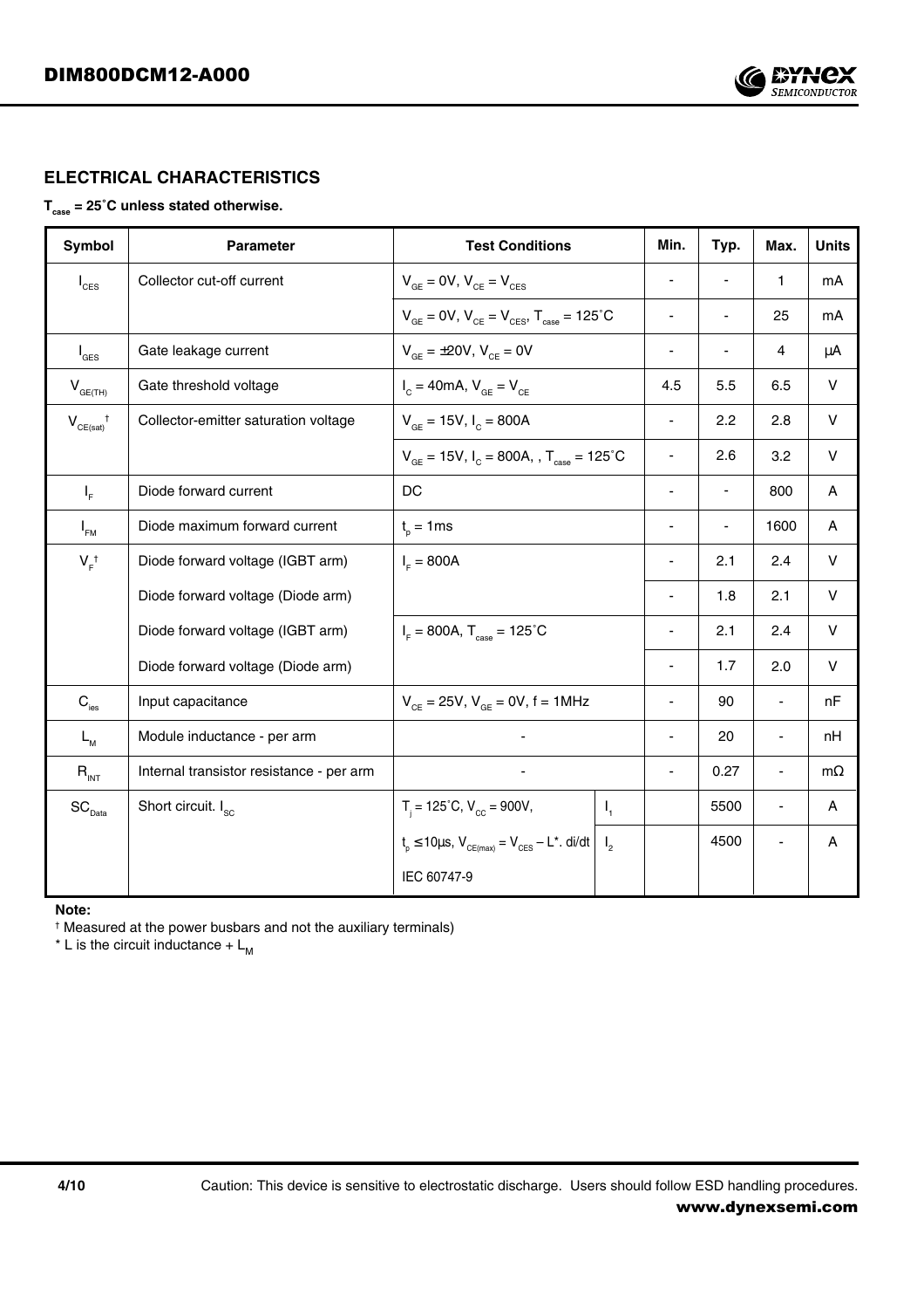## ELECTRICAL CHARACTERISTICS

**$T_{case}$ = 25˚C unless stated otherwise.**

| Symbol | Parameter | Test Conditions | | Min. | Typ. | Max. | Units |
|---|---|---|---|---|---|---|---|
| $I_{CES}$ | Collector cut-off current | $V_{GE}$ = 0V, $V_{CE}$ = $V_{CES}$ | | - | - | 1 | mA |
| | | $V_{GE}$ = 0V, $V_{CE}$ = $V_{CES}$, $T_{case}$ = 125˚C | | - | - | 25 | mA |
| $I_{GES}$ | Gate leakage current | $V_{GE}$ = ±20V, $V_{CE}$ = 0V | | - | - | 4 | µA |
| $V_{GE(TH)}$ | Gate threshold voltage | $I_C$ = 40mA, $V_{GE}$ = $V_{CE}$ | | 4.5 | 5.5 | 6.5 | V |
| $V_{CE(sat)}$ † | Collector-emitter saturation voltage | $V_{GE}$ = 15V, $I_C$ = 800A | | - | 2.2 | 2.8 | V |
| | | $V_{GE}$ = 15V, $I_C$ = 800A, , $T_{case}$ = 125˚C | | - | 2.6 | 3.2 | V |
| $I_F$ | Diode forward current | DC | | - | - | 800 | A |
| $I_{FM}$ | Diode maximum forward current | $t_p$ = 1ms | | - | - | 1600 | A |
| $V_F$ † | Diode forward voltage (IGBT arm) | $I_F$ = 800A | | - | 2.1 | 2.4 | V |
| | Diode forward voltage (Diode arm) | | | - | 1.8 | 2.1 | V |
| | Diode forward voltage (IGBT arm) | $I_F$ = 800A, $T_{case}$ = 125˚C | | - | 2.1 | 2.4 | V |
| | Diode forward voltage (Diode arm) | | | - | 1.7 | 2.0 | V |
| $C_{ies}$ | Input capacitance | $V_{CE}$ = 25V, $V_{GE}$ = 0V, f = 1MHz | | - | 90 | - | nF |
| $L_M$ | Module inductance - per arm | - | | - | 20 | - | nH |
| $R_{INT}$ | Internal transistor resistance - per arm | - | | - | 0.27 | - | mΩ |
| $SC_{Data}$ | Short circuit. $I_{SC}$ | $T_j$ = 125˚C, $V_{CC}$ = 900V, | $I_1$ | | 5500 | - | A |
| | | $t_p$ ≤ 10µs, $V_{CE(max)}$ = $V_{CES}$ – L*. di/dt | $I_2$ | | 4500 | - | A |
| | | IEC 60747-9 | | | | | |

**Note:**

† Measured at the power busbars and not the auxiliary terminals)

* L is the circuit inductance + $L_M$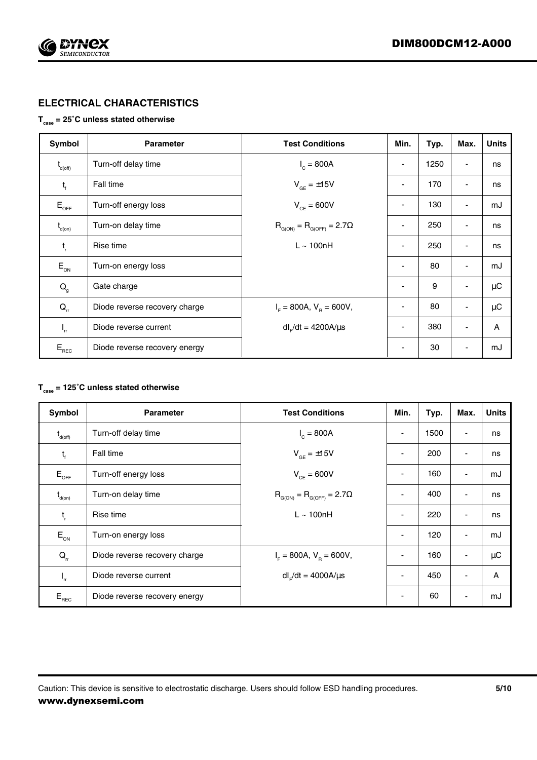## ELECTRICAL CHARACTERISTICS

**$T_{case}$ = 25˚C unless stated otherwise**

| Symbol | Parameter | Test Conditions | Min. | Typ. | Max. | Units |
|---|---|---|---|---|---|---|
| $t_{d(off)}$ | Turn-off delay time | $I_C$ = 800A | - | 1250 | - | ns |
| $t_f$ | Fall time | $V_{GE}$ = ±15V | - | 170 | - | ns |
| $E_{OFF}$ | Turn-off energy loss | $V_{CE}$ = 600V | - | 130 | - | mJ |
| $t_{d(on)}$ | Turn-on delay time | $R_{G(ON)} = R_{G(OFF)} = 2.7\Omega$ | - | 250 | - | ns |
| $t_r$ | Rise time | L ~ 100nH | - | 250 | - | ns |
| $E_{ON}$ | Turn-on energy loss | | - | 80 | - | mJ |
| $Q_g$ | Gate charge | | - | 9 | - | μC |
| $Q_{rr}$ | Diode reverse recovery charge | $I_F$ = 800A, $V_R$ = 600V, | - | 80 | - | μC |
| $I_{rr}$ | Diode reverse current | $dI_F/dt$ = 4200A/μs | - | 380 | - | A |
| $E_{REC}$ | Diode reverse recovery energy | | - | 30 | - | mJ |

**$T_{case}$ = 125˚C unless stated otherwise**

| Symbol | Parameter | Test Conditions | Min. | Typ. | Max. | Units |
|---|---|---|---|---|---|---|
| $t_{d(off)}$ | Turn-off delay time | $I_C$ = 800A | - | 1500 | - | ns |
| $t_f$ | Fall time | $V_{GE}$ = ±15V | - | 200 | - | ns |
| $E_{OFF}$ | Turn-off energy loss | $V_{CE}$ = 600V | - | 160 | - | mJ |
| $t_{d(on)}$ | Turn-on delay time | $R_{G(ON)} = R_{G(OFF)} = 2.7\Omega$ | - | 400 | - | ns |
| $t_r$ | Rise time | L ~ 100nH | - | 220 | - | ns |
| $E_{ON}$ | Turn-on energy loss | | - | 120 | - | mJ |
| $Q_{rr}$ | Diode reverse recovery charge | $I_F$ = 800A, $V_R$ = 600V, | - | 160 | - | μC |
| $I_{rr}$ | Diode reverse current | $dI_F/dt$ = 4000A/μs | - | 450 | - | A |
| $E_{REC}$ | Diode reverse recovery energy | | - | 60 | - | mJ |

Caution: This device is sensitive to electrostatic discharge. Users should follow ESD handling procedures.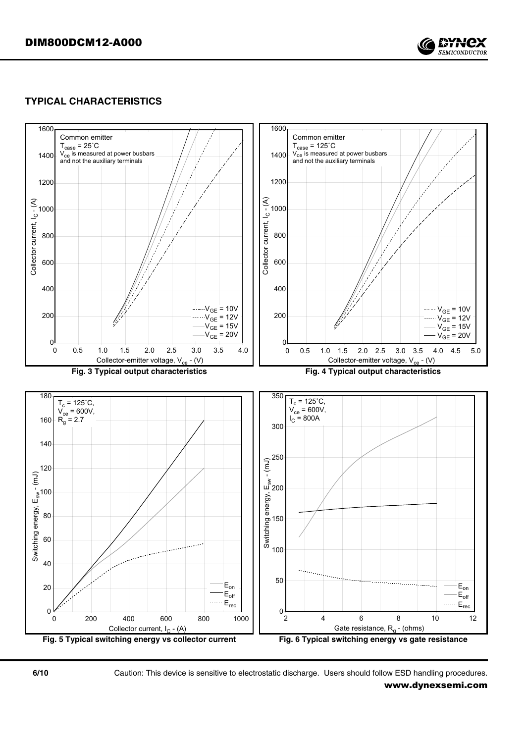## TYPICAL CHARACTERISTICS

Common emitter
$T_{case}$ = 25˚C
$V_{ce}$ is measured at power busbars and not the auxiliary terminals

$V_{GE}$ = 10V, $V_{GE}$ = 12V, $V_{GE}$ = 15V, $V_{GE}$ = 20V

Collector current, $I_C$ - (A) vs Collector-emitter voltage, $V_{ce}$ - (V)

**Fig. 3 Typical output characteristics**

Common emitter
$T_{case}$ = 125˚C
$V_{ce}$ is measured at power busbars and not the auxiliary terminals

$V_{GE}$ = 10V, $V_{GE}$ = 12V, $V_{GE}$ = 15V, $V_{GE}$ = 20V

Collector current, $I_C$ - (A) vs Collector-emitter voltage, $V_{ce}$ - (V)

**Fig. 4 Typical output characteristics**

$T_c$ = 125˚C,
$V_{ce}$ = 600V,
$R_g$ = 2.7

$E_{on}$, $E_{off}$, $E_{rec}$

Switching energy, $E_{sw}$ - (mJ) vs Collector current, $I_C$ - (A)

**Fig. 5 Typical switching energy vs collector current**

$T_c$ = 125˚C,
$V_{ce}$ = 600V,
$I_C$ = 800A

$E_{on}$, $E_{off}$, $E_{rec}$

Switching energy, $E_{sw}$ - (mJ) vs Gate resistance, $R_g$ - (ohms)

**Fig. 6 Typical switching energy vs gate resistance**

Caution: This device is sensitive to electrostatic discharge. Users should follow ESD handling procedures.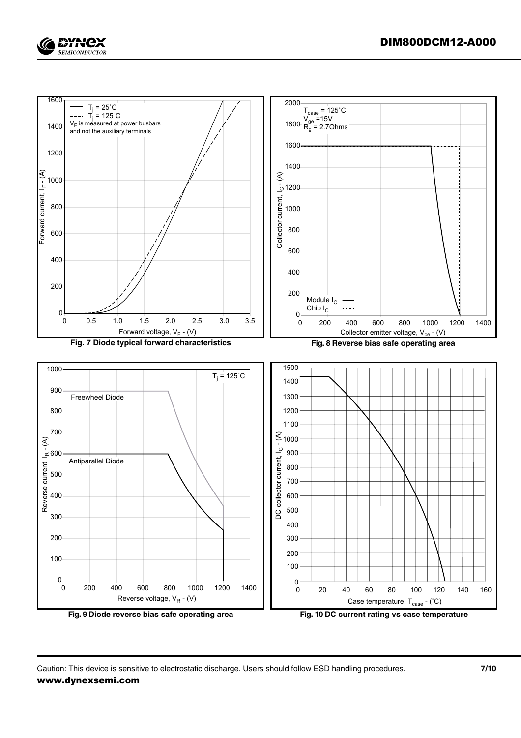Fig. 7 Diode typical forward characteristics

Fig. 8 Reverse bias safe operating area

Fig. 9 Diode reverse bias safe operating area

Fig. 10 DC current rating vs case temperature

Caution: This device is sensitive to electrostatic discharge. Users should follow ESD handling procedures.

**www.dynexsemi.com**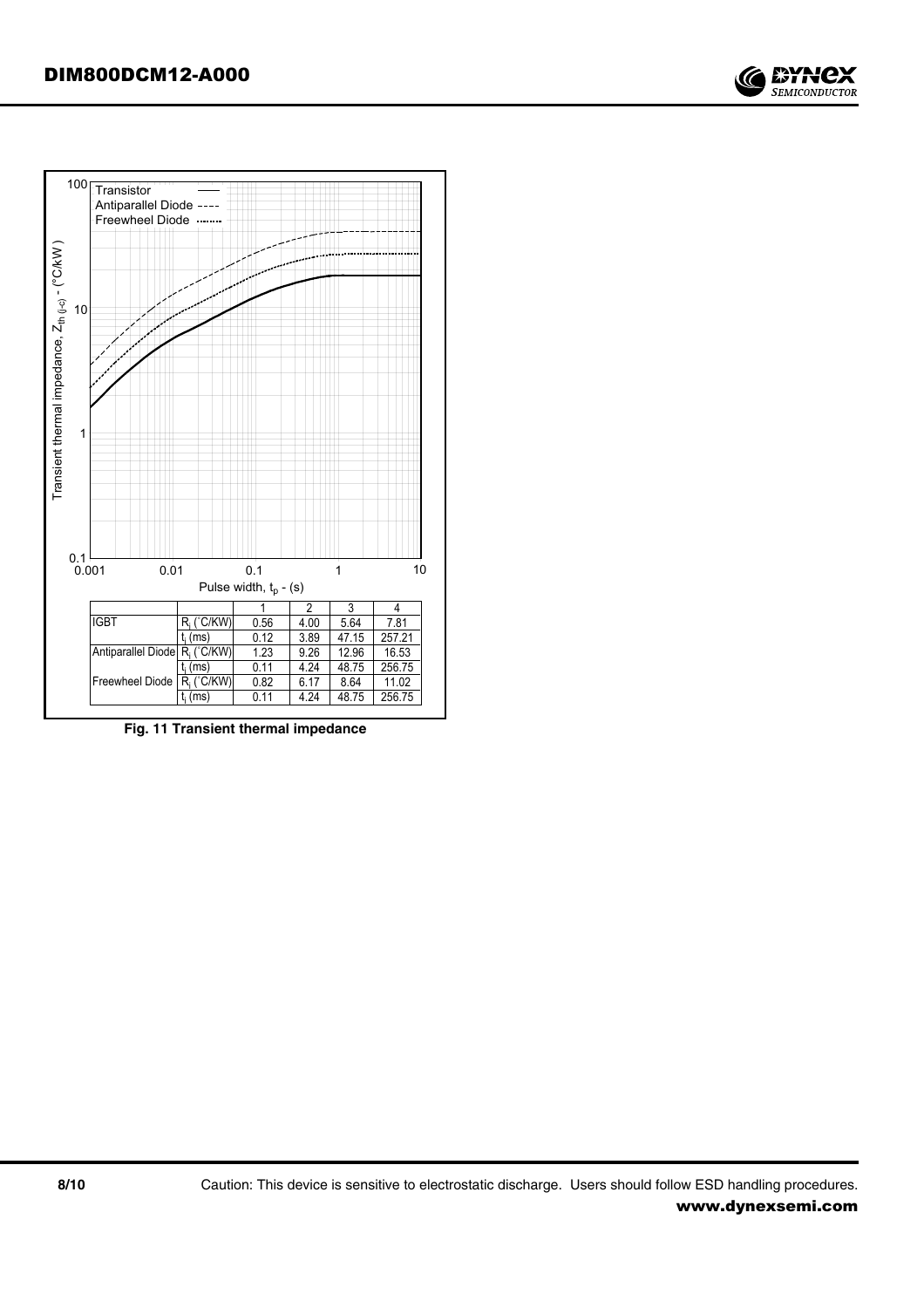| | | 1 | 2 | 3 | 4 |
|---|---|---|---|---|---|
| IGBT | $R_i$ (˚C/KW) | 0.56 | 4.00 | 5.64 | 7.81 |
| | $t_i$ (ms) | 0.12 | 3.89 | 47.15 | 257.21 |
| Antiparallel Diode | $R_i$ (˚C/KW) | 1.23 | 9.26 | 12.96 | 16.53 |
| | $t_i$ (ms) | 0.11 | 4.24 | 48.75 | 256.75 |
| Freewheel Diode | $R_i$ (˚C/KW) | 0.82 | 6.17 | 8.64 | 11.02 |
| | $t_i$ (ms) | 0.11 | 4.24 | 48.75 | 256.75 |

**Fig. 11 Transient thermal impedance**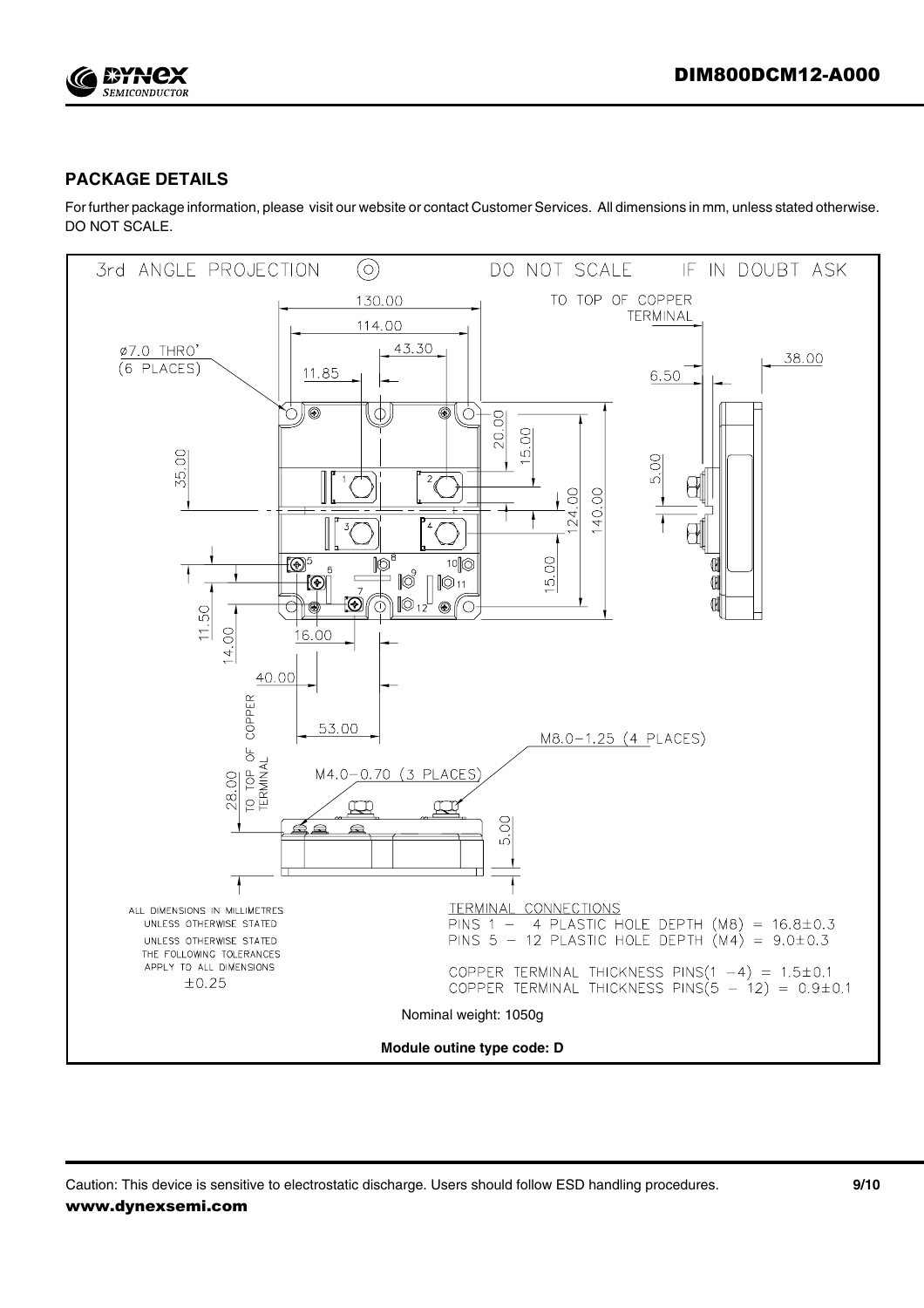## PACKAGE DETAILS

For further package information, please visit our website or contact Customer Services. All dimensions in mm, unless stated otherwise. DO NOT SCALE.

3rd ANGLE PROJECTION DO NOT SCALE IF IN DOUBT ASK

ALL DIMENSIONS IN MILLIMETRES UNLESS OTHERWISE STATED
UNLESS OTHERWISE STATED THE FOLLOWING TOLERANCES APPLY TO ALL DIMENSIONS
±0.25

TERMINAL CONNECTIONS
PINS 1 - 4 PLASTIC HOLE DEPTH (M8) = 16.8±0.3
PINS 5 - 12 PLASTIC HOLE DEPTH (M4) = 9.0±0.3

COPPER TERMINAL THICKNESS PINS(1 -4) = 1.5±0.1
COPPER TERMINAL THICKNESS PINS(5 - 12) = 0.9±0.1

Nominal weight: 1050g

**Module outine type code: D**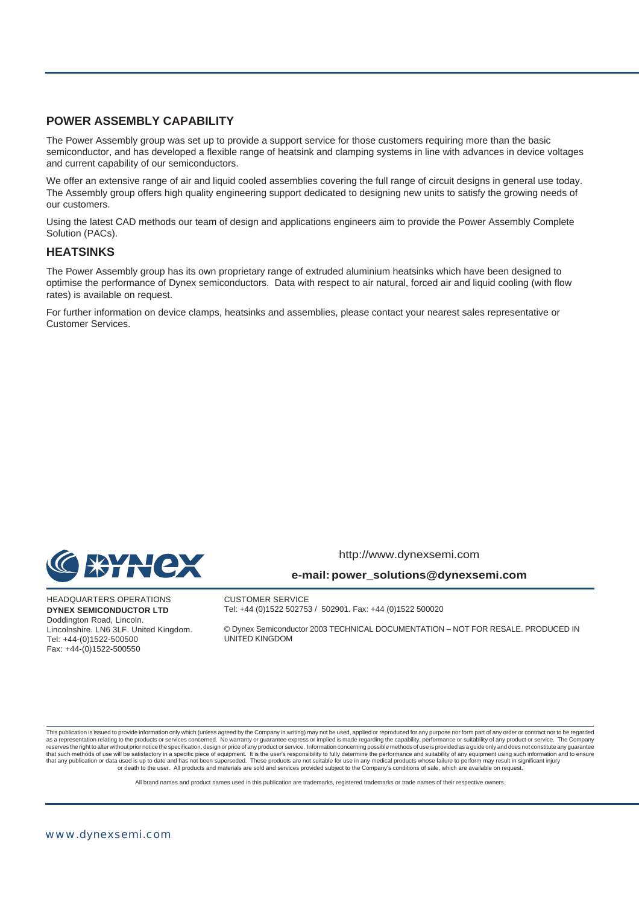## POWER ASSEMBLY CAPABILITY

The Power Assembly group was set up to provide a support service for those customers requiring more than the basic semiconductor, and has developed a flexible range of heatsink and clamping systems in line with advances in device voltages and current capability of our semiconductors.

We offer an extensive range of air and liquid cooled assemblies covering the full range of circuit designs in general use today. The Assembly group offers high quality engineering support dedicated to designing new units to satisfy the growing needs of our customers.

Using the latest CAD methods our team of design and applications engineers aim to provide the Power Assembly Complete Solution (PACs).

## HEATSINKS

The Power Assembly group has its own proprietary range of extruded aluminium heatsinks which have been designed to optimise the performance of Dynex semiconductors. Data with respect to air natural, forced air and liquid cooling (with flow rates) is available on request.

For further information on device clamps, heatsinks and assemblies, please contact your nearest sales representative or Customer Services.

http://www.dynexsemi.com

**e-mail: power_solutions@dynexsemi.com**

HEADQUARTERS OPERATIONS
**DYNEX SEMICONDUCTOR LTD**
Doddington Road, Lincoln.
Lincolnshire. LN6 3LF. United Kingdom.
Tel: +44-(0)1522-500500
Fax: +44-(0)1522-500550

CUSTOMER SERVICE
Tel: +44 (0)1522 502753 / 502901. Fax: +44 (0)1522 500020

© Dynex Semiconductor 2003 TECHNICAL DOCUMENTATION – NOT FOR RESALE. PRODUCED IN UNITED KINGDOM

This publication is issued to provide information only which (unless agreed by the Company in writing) may not be used, applied or reproduced for any purpose nor form part of any order or contract nor to be regarded as a representation relating to the products or services concerned. No warranty or guarantee express or implied is made regarding the capability, performance or suitability of any product or service. The Company reserves the right to alter without prior notice the specification, design or price of any product or service. Information concerning possible methods of use is provided as a guide only and does not constitute any guarantee that such methods of use will be satisfactory in a specific piece of equipment. It is the user's responsibility to fully determine the performance and suitability of any equipment using such information and to ensure that any publication or data used is up to date and has not been superseded. These products are not suitable for use in any medical products whose failure to perform may result in significant injury or death to the user. All products and materials are sold and services provided subject to the Company's conditions of sale, which are available on request.

All brand names and product names used in this publication are trademarks, registered trademarks or trade names of their respective owners.

www.dynexsemi.com